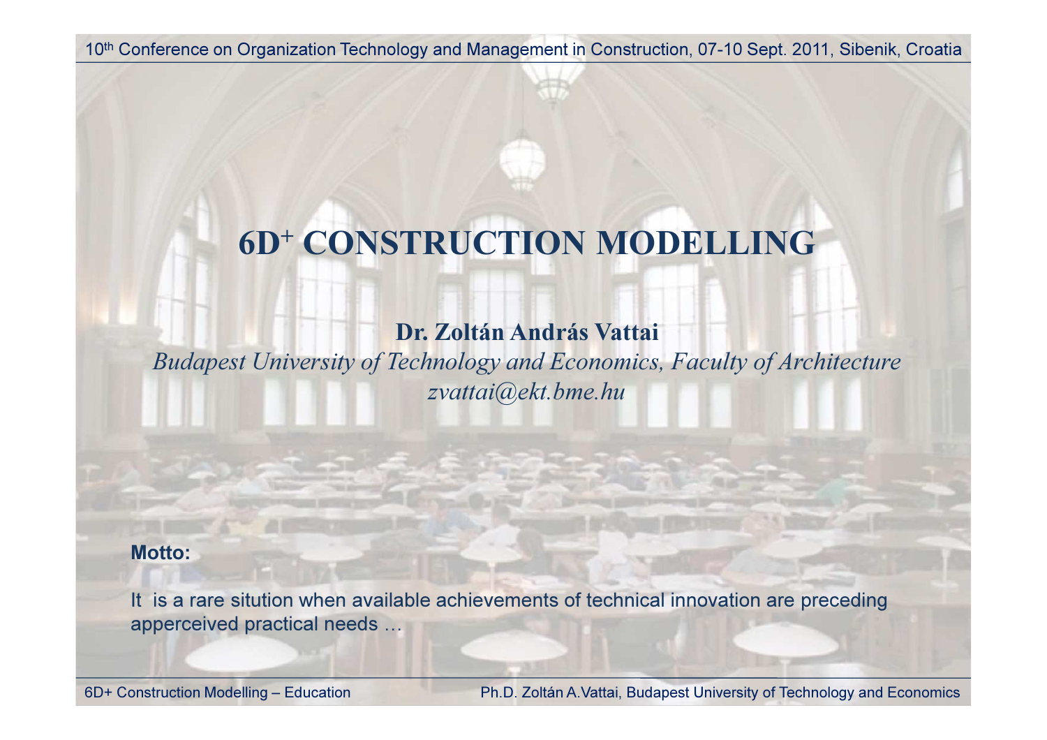# $6D^+$ CONSTRUCTION MODELLING

**Dr. Zoltán András Vattai**

*Budapest University of Technology and Economics, Faculty of Architecture*

*zvattai@ekt.bme.hu*

**Motto:**

It is a rare situtiion when available achievements of technical innovation are preceding apperceived practical needs …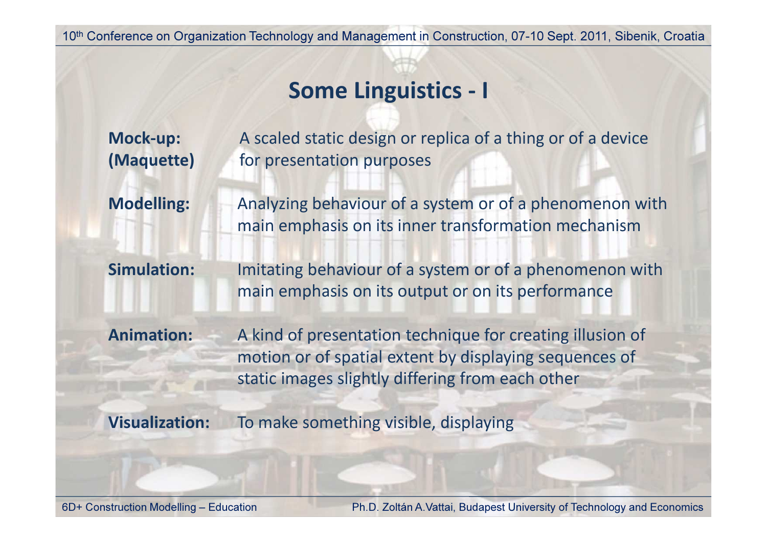# Some Linguistics - I

**Mock-up: (Maquette)** A scaled static design or replica of a thing or of a device for presentation purposes

**Modelling:** Analyzing behaviour of a system or of a phenomenon with main emphasis on its inner transformation mechanism

**Simulation:** Imitating behaviour of a system or of a phenomenon with main emphasis on its output or on its performance

**Animation:** A kind of presentation technique for creating illusion of motion or of spatial extent by displaying sequences of static images slightly differing from each other

**Visualization:** To make something visible, displaying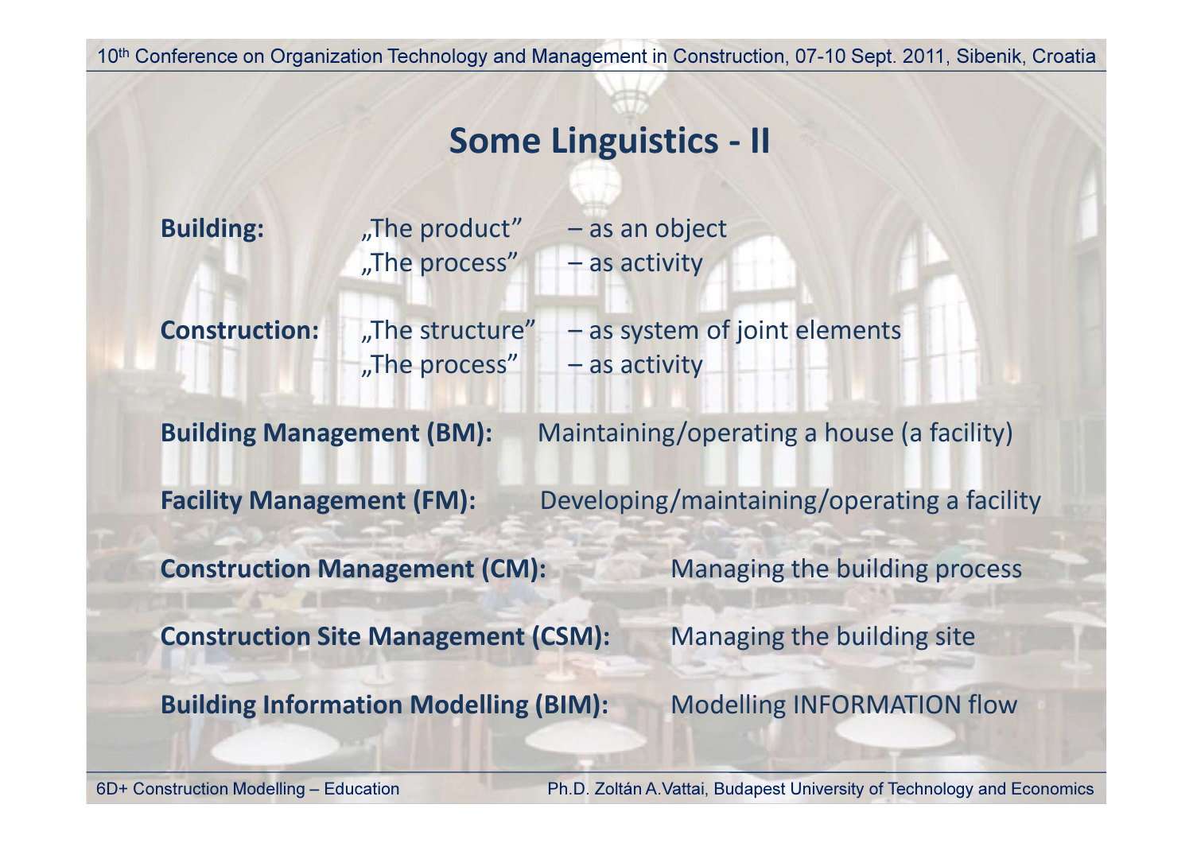# Some Linguistics - II

**Building:** „The product” – as an object
„The process” – as activity

**Construction:** „The structure” – as system of joint elements
„The process” – as activity

**Building Management (BM):** Maintaining/operating a house (a facility)

**Facility Management (FM):** Developing/maintaining/operating a facility

**Construction Management (CM):** Managing the building process

**Construction Site Management (CSM):** Managing the building site

**Building Information Modelling (BIM):** Modelling INFORMATION flow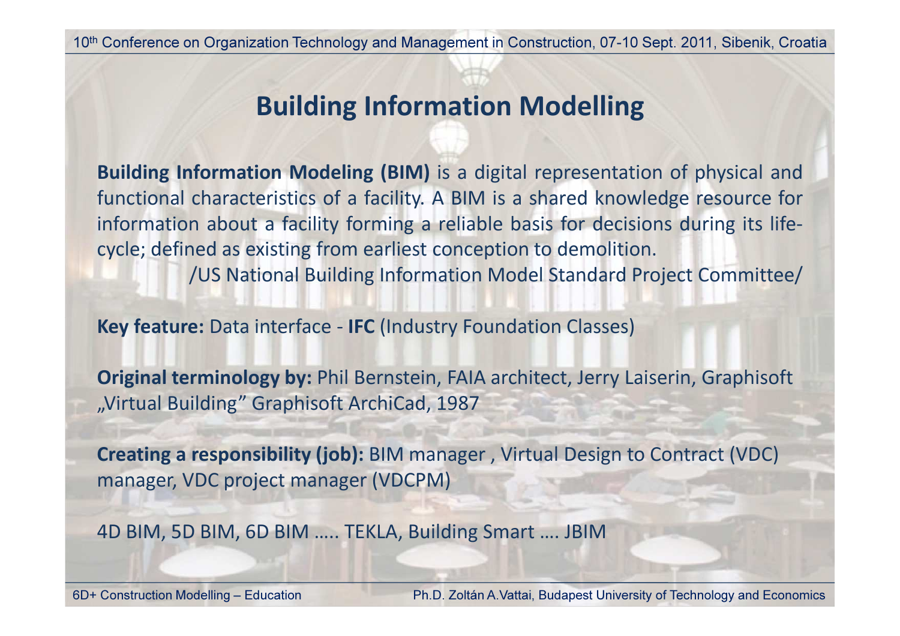# Building Information Modelling

**Building Information Modeling (BIM)** is a digital representation of physical and functional characteristics of a facility. A BIM is a shared knowledge resource for information about a facility forming a reliable basis for decisions during its life-cycle; defined as existing from earliest conception to demolition.

/US National Building Information Model Standard Project Committee/

**Key feature:** Data interface - **IFC** (Industry Foundation Classes)

**Original terminology by:** Phil Bernstein, FAIA architect, Jerry Laiserin, Graphisoft „Virtual Building" Graphisoft ArchiCad, 1987

**Creating a responsibility (job):** BIM manager , Virtual Design to Contract (VDC) manager, VDC project manager (VDCPM)

4D BIM, 5D BIM, 6D BIM ….. TEKLA, Building Smart …. JBIM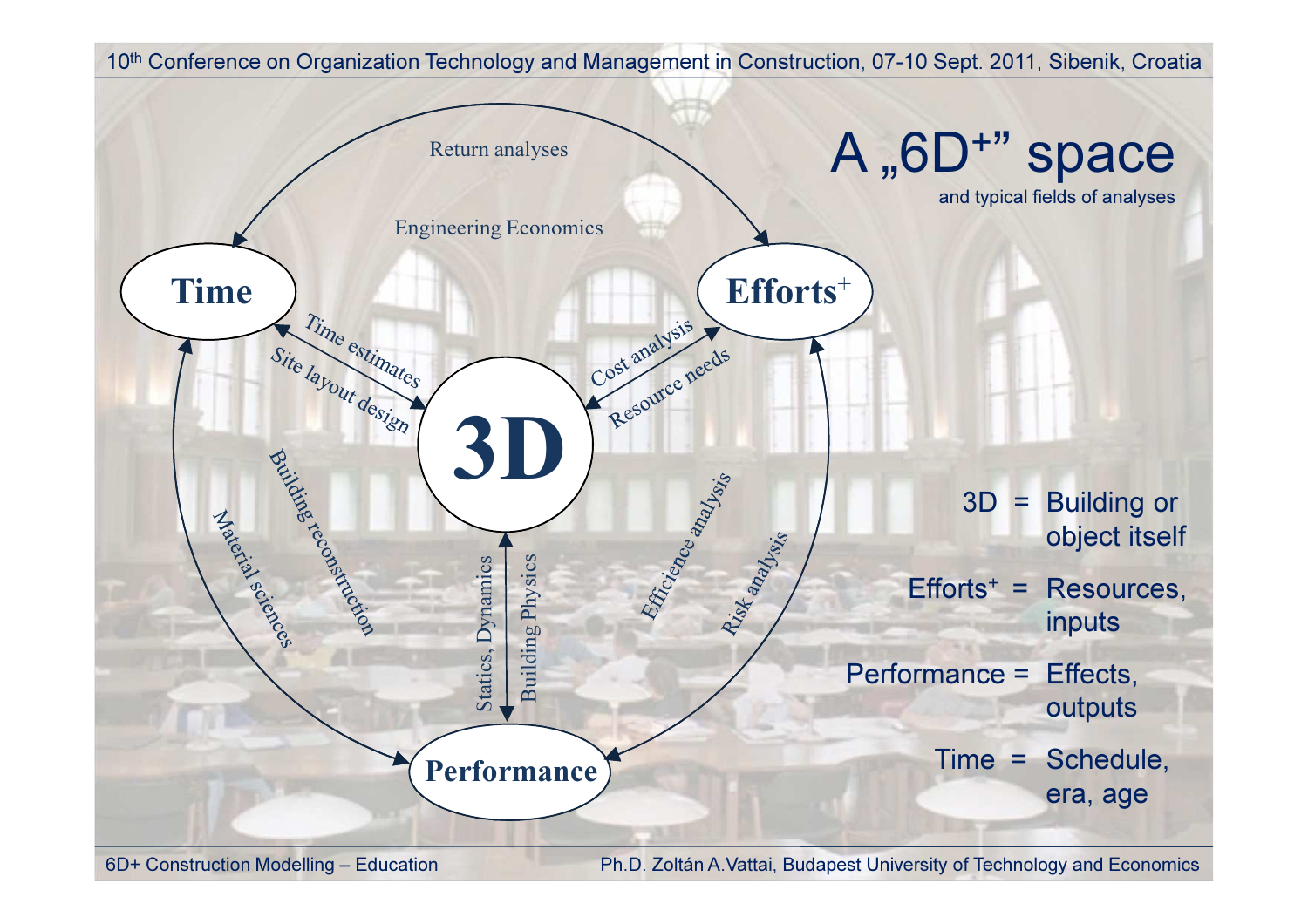# A „6D+" space

and typical fields of analyses

**Time**

**Efforts+**

**3D**

**Performance**

Return analyses

Engineering Economics

Time estimates

Site layout design

Cost analysis

Resource needs

Building reconstruction

Material sciences

Statics, Dynamics

Building Physics

Efficience analysis

Risk analysis

| | | |
|---|---|---|
| 3D | = | Building or object itself |
| Efforts+ | = | Resources, inputs |
| Performance | = | Effects, outputs |
| Time | = | Schedule, era, age |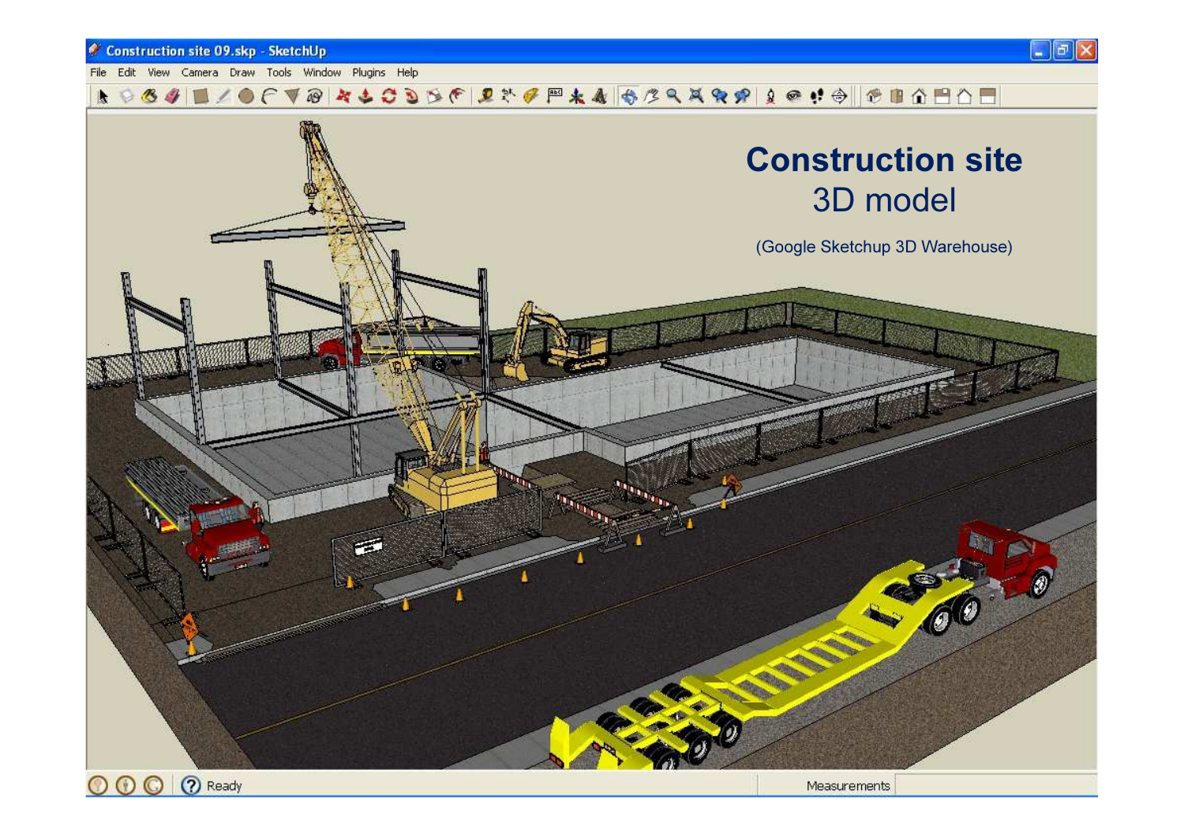# Construction site
## 3D model

(Google Sketchup 3D Warehouse)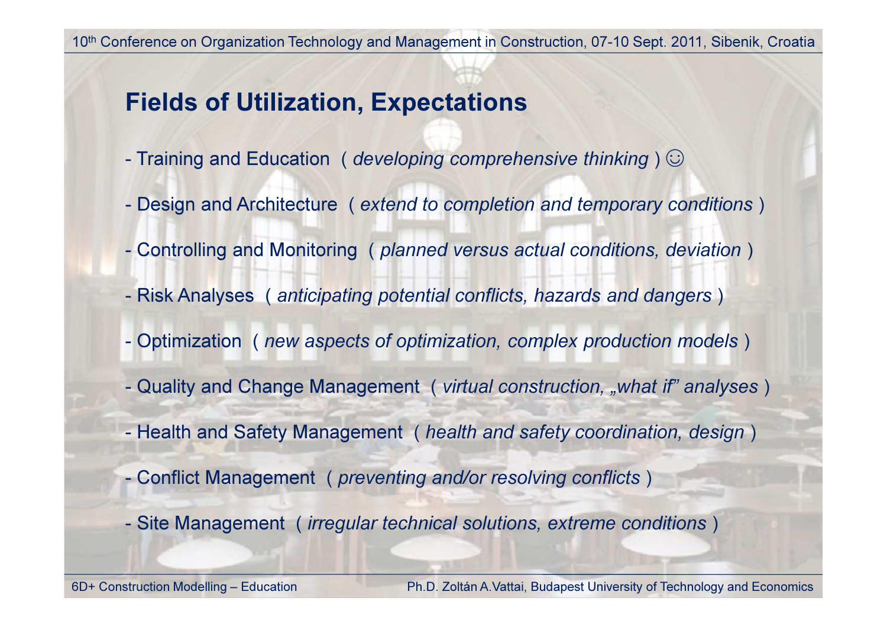## Fields of Utilization, Expectations

- Training and Education ( *developing comprehensive thinking* ) ☺
- Design and Architecture ( *extend to completion and temporary conditions* )
- Controlling and Monitoring ( *planned versus actual conditions, deviation* )
- Risk Analyses ( *anticipating potential conflicts, hazards and dangers* )
- Optimization ( *new aspects of optimization, complex production models* )
- Quality and Change Management ( *virtual construction, „what if" analyses* )
- Health and Safety Management ( *health and safety coordination, design* )
- Conflict Management ( *preventing and/or resolving conflicts* )
- Site Management ( *irregular technical solutions, extreme conditions* )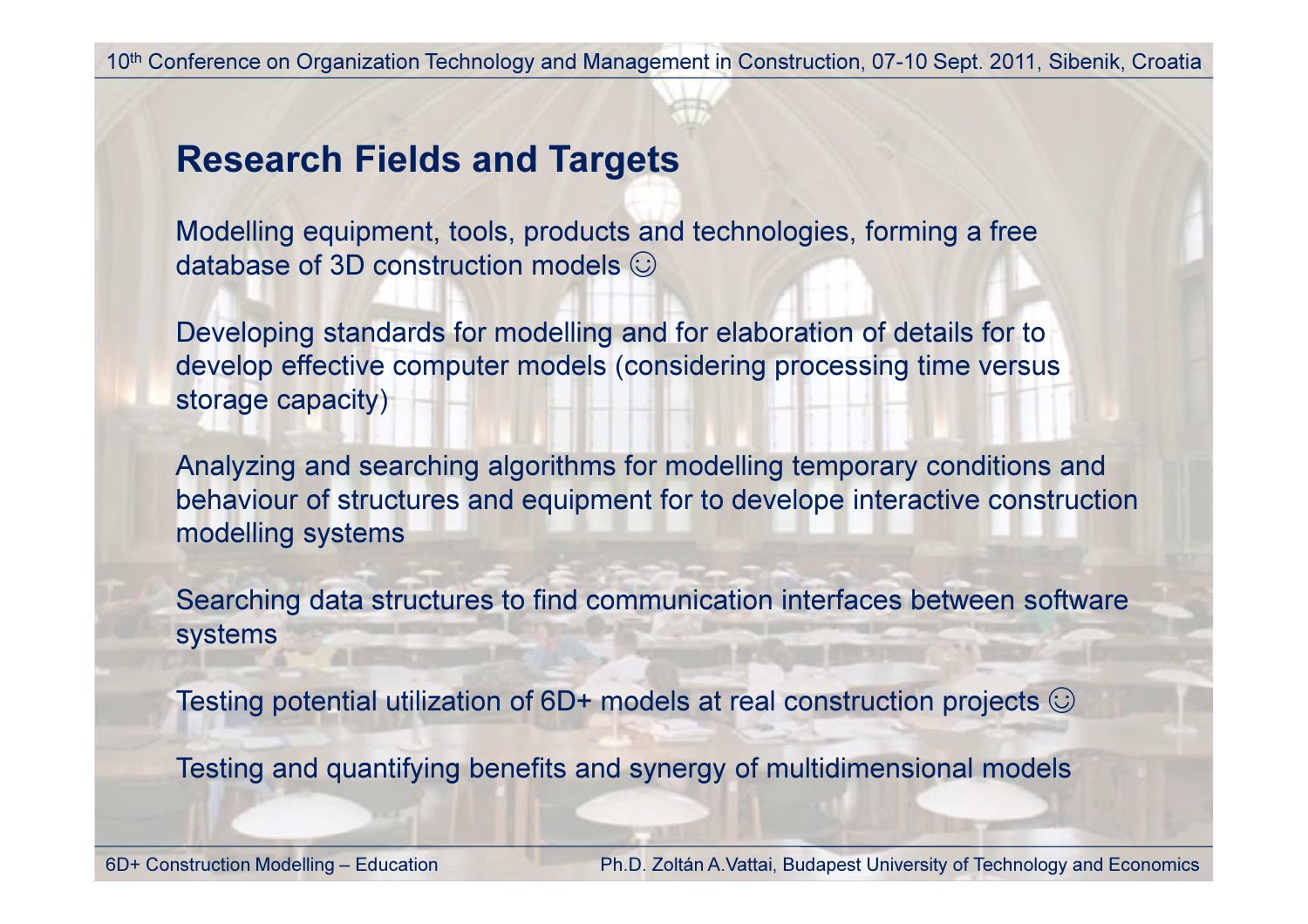## Research Fields and Targets

Modelling equipment, tools, products and technologies, forming a free database of 3D construction models ☺

Developing standards for modelling and for elaboration of details for to develop effective computer models (considering processing time versus storage capacity)

Analyzing and searching algorithms for modelling temporary conditions and behaviour of structures and equipment for to develope interactive construction modelling systems

Searching data structures to find communication interfaces between software systems

Testing potential utilization of 6D+ models at real construction projects ☺

Testing and quantifying benefits and synergy of multidimensional models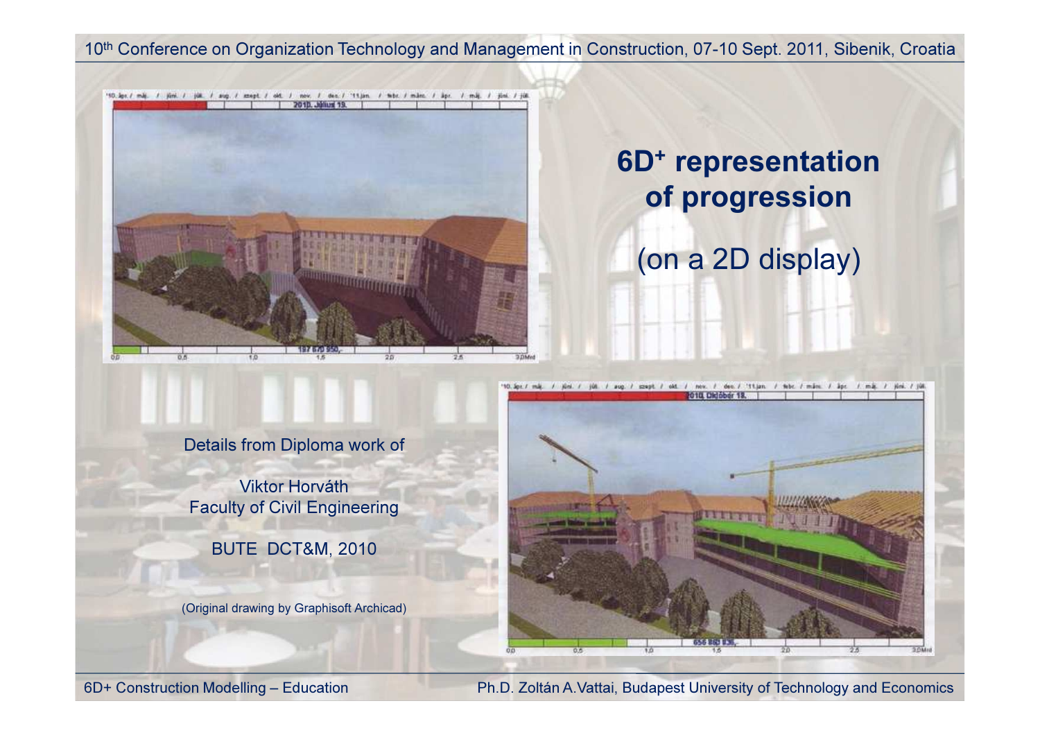# 6D+ representation of progression

(on a 2D display)

Details from Diploma work of

Viktor Horváth
Faculty of Civil Engineering

BUTE DCT&M, 2010

(Original drawing by Graphisoft Archicad)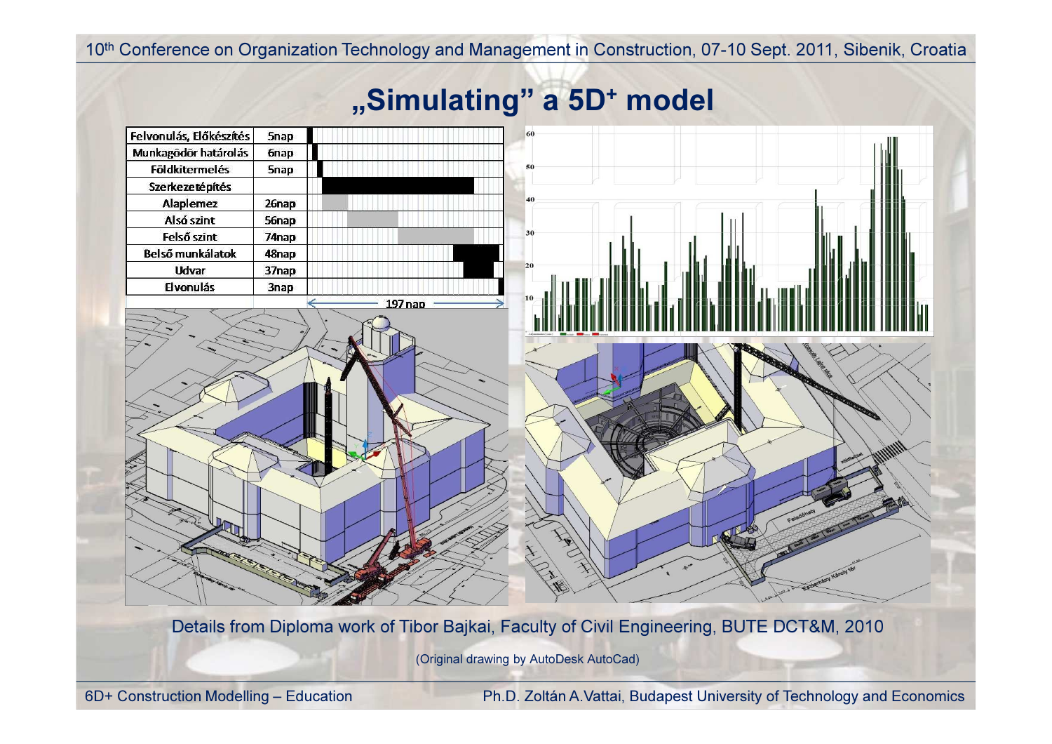# „Simulating" a 5D+ model

| Felvonulás, Előkészítés | 5nap |
|---|---|
| Munkagödör határolás | 6nap |
| Földkitermelés | 5nap |
| Szerkezetépítés | |
| Alaplemez | 26nap |
| Alsó szint | 56nap |
| Felső szint | 74nap |
| Belső munkálatok | 48nap |
| Udvar | 37nap |
| Elvonulás | 3nap |

197 nap

Details from Diploma work of Tibor Bajkai, Faculty of Civil Engineering, BUTE DCT&M, 2010

(Original drawing by AutoDesk AutoCad)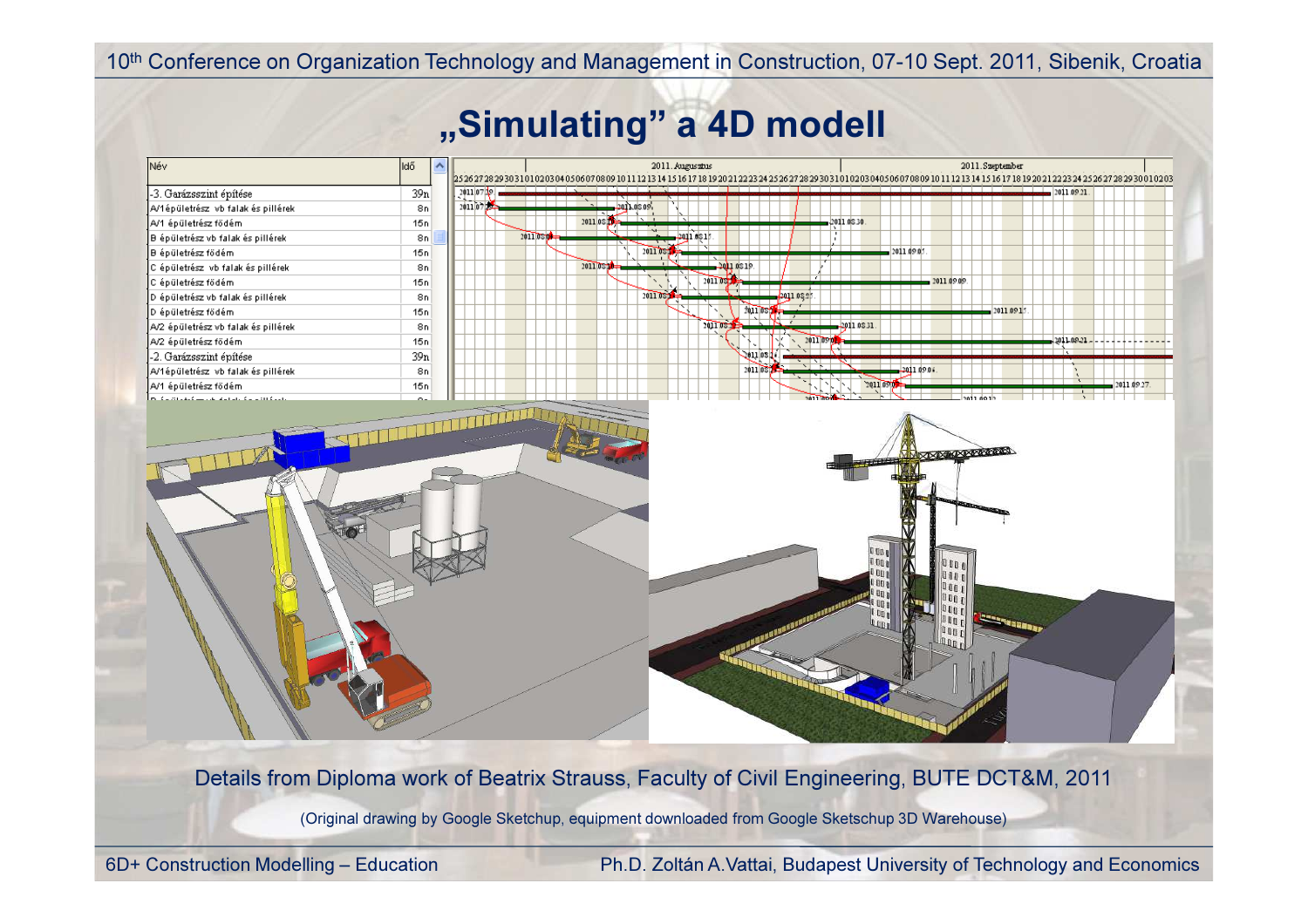# „Simulating" a 4D modell

| Név | Idő |
|---|---|
| -3. Garázsszint építése | 39n |
| A/1épületrész vb falak és pillérek | 8n |
| A/1 épületrész födém | 15n |
| B épületrész vb falak és pillérek | 8n |
| B épületrész födém | 15n |
| C épületrész vb falak és pillérek | 8n |
| C épületrész födém | 15n |
| D épületrész vb falak és pillérek | 8n |
| D épületrész födém | 15n |
| A/2 épületrész vb falak és pillérek | 8n |
| A/2 épületrész födém | 15n |
| -2. Garázsszint építése | 39n |
| A/1épületrész vb falak és pillérek | 8n |
| A/1 épületrész födém | 15n |

Details from Diploma work of Beatrix Strauss, Faculty of Civil Engineering, BUTE DCT&M, 2011

(Original drawing by Google Sketchup, equipment downloaded from Google Sketschup 3D Warehouse)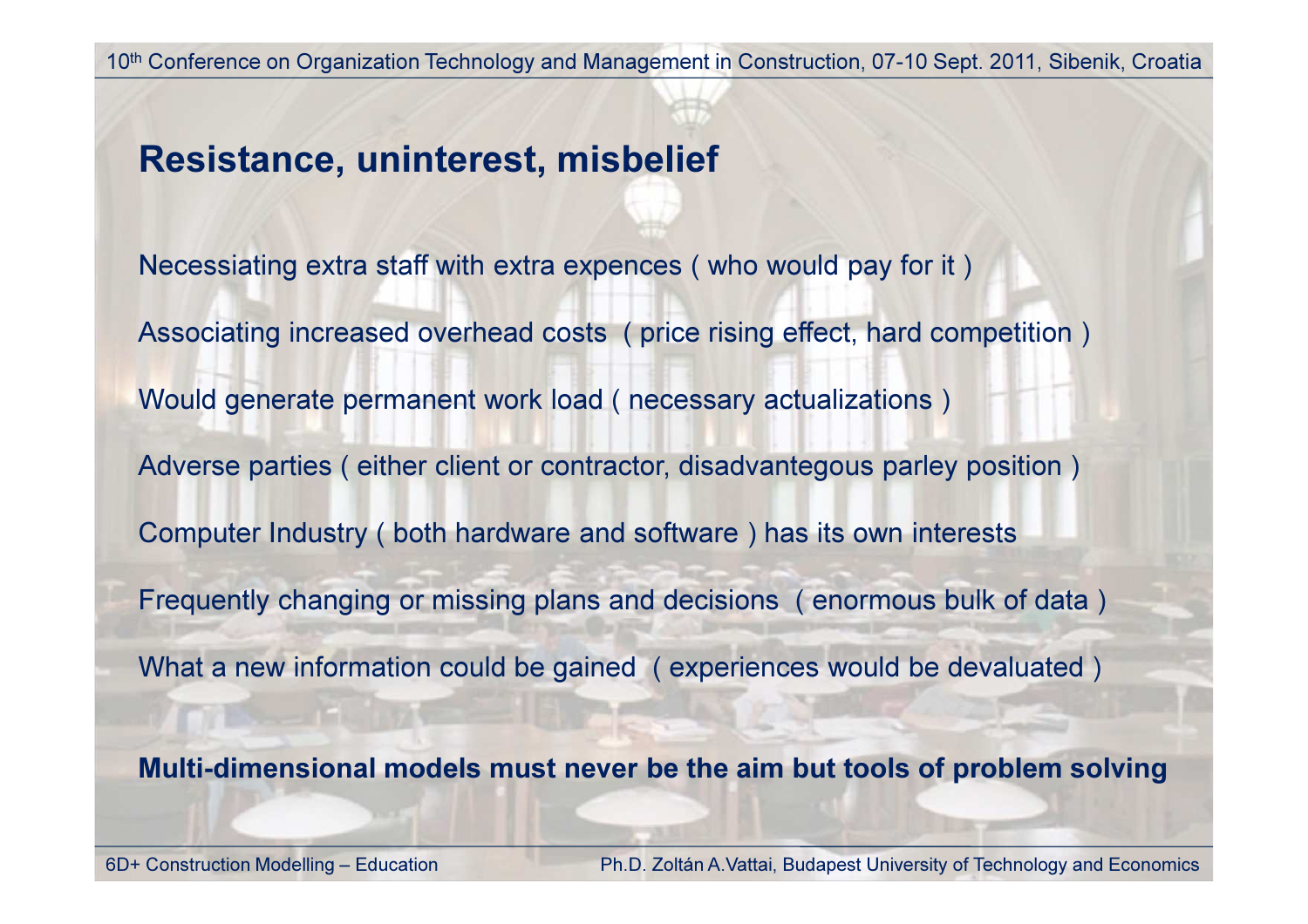## Resistance, uninterest, misbelief

Necessiating extra staff with extra expences ( who would pay for it )

Associating increased overhead costs ( price rising effect, hard competition )

Would generate permanent work load ( necessary actualizations )

Adverse parties ( either client or contractor, disadvantegous parley position )

Computer Industry ( both hardware and software ) has its own interests

Frequently changing or missing plans and decisions ( enormous bulk of data )

What a new information could be gained ( experiences would be devaluated )

**Multi-dimensional models must never be the aim but tools of problem solving**